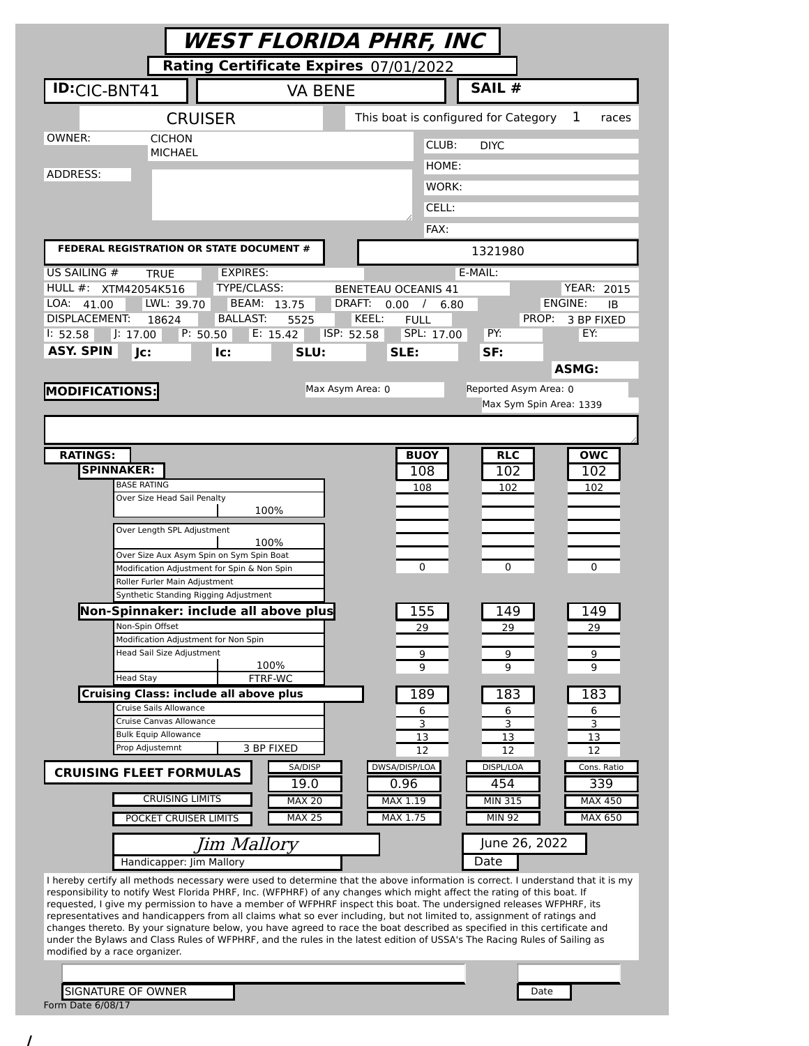# WEST FLORIDA PHRF, INC

**Rating Certificate Expires** 07/01/2022

**ID:** CIC-BNT41 | VA BENE | **SAIL #**

CRUISER | This boat is configured for Category 1 races

OWNER: CICHON MICHAEL

ADDRESS:

CLUB: DIYC
HOME:
WORK:
CELL:
FAX:

**FEDERAL REGISTRATION OR STATE DOCUMENT #** 1321980

US SAILING # TRUE | EXPIRES: | E-MAIL:

HULL #: XTM42054K516 | TYPE/CLASS: BENETEAU OCEANIS 41 | YEAR: 2015

LOA: 41.00 | LWL: 39.70 | BEAM: 13.75 | DRAFT: 0.00 / 6.80 | ENGINE: IB

DISPLACEMENT: 18624 | BALLAST: 5525 | KEEL: FULL | PROP: 3 BP FIXED

I: 52.58 | J: 17.00 | P: 50.50 | E: 15.42 | ISP: 52.58 | SPL: 17.00 | PY: | EY:

**ASY. SPIN** | **Jc:** | **Ic:** | **SLU:** | **SLE:** | **SF:** | **ASMG:**

**MODIFICATIONS:**

Max Asym Area: 0 | Reported Asym Area: 0 | Max Sym Spin Area: 1339

| **RATINGS:** | | **BUOY** | **RLC** | **OWC** |
|---|---|---|---|---|
| **SPINNAKER:** | | 108 | 102 | 102 |
| BASE RATING | | 108 | 102 | 102 |
| Over Size Head Sail Penalty | 100% | | | |
| Over Length SPL Adjustment | 100% | | | |
| Over Size Aux Asym Spin on Sym Spin Boat | | | | |
| Modification Adjustment for Spin & Non Spin | | 0 | 0 | 0 |
| Roller Furler Main Adjustment | | | | |
| Synthetic Standing Rigging Adjustment | | | | |
| **Non-Spinnaker: include all above plus** | | 155 | 149 | 149 |
| Non-Spin Offset | | 29 | 29 | 29 |
| Modification Adjustment for Non Spin | | | | |
| Head Sail Size Adjustment | 100% | 9 | 9 | 9 |
| Head Stay | FTRF-WC | 9 | 9 | 9 |
| **Cruising Class: include all above plus** | | 189 | 183 | 183 |
| Cruise Sails Allowance | | 6 | 6 | 6 |
| Cruise Canvas Allowance | | 3 | 3 | 3 |
| Bulk Equip Allowance | | 13 | 13 | 13 |
| Prop Adjustemnt | 3 BP FIXED | 12 | 12 | 12 |

| **CRUISING FLEET FORMULAS** | SA/DISP | DWSA/DISP/LOA | DISPL/LOA | Cons. Ratio |
|---|---|---|---|---|
| | 19.0 | 0.96 | 454 | 339 |
| CRUISING LIMITS | MAX 20 | MAX 1.19 | MIN 315 | MAX 450 |
| POCKET CRUISER LIMITS | MAX 25 | MAX 1.75 | MIN 92 | MAX 650 |

*Jim Mallory*
Handicapper: Jim Mallory

June 26, 2022
Date

I hereby certify all methods necessary were used to determine that the above information is correct. I understand that it is my responsibility to notify West Florida PHRF, Inc. (WFPHRF) of any changes which might affect the rating of this boat. If requested, I give my permission to have a member of WFPHRF inspect this boat. The undersigned releases WFPHRF, its representatives and handicappers from all claims what so ever including, but not limited to, assignment of ratings and changes thereto. By your signature below, you have agreed to race the boat described as specified in this certificate and under the Bylaws and Class Rules of WFPHRF, and the rules in the latest edition of USSA's The Racing Rules of Sailing as modified by a race organizer.

SIGNATURE OF OWNER | Date

Form Date 6/08/17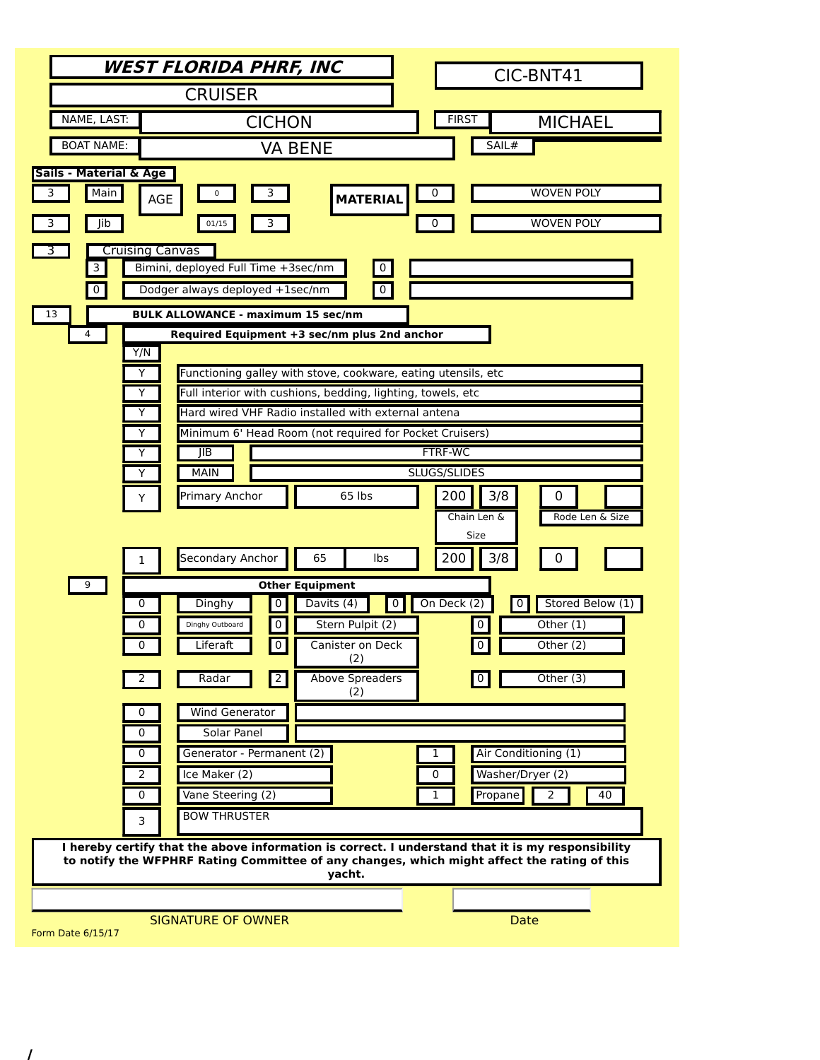# *WEST FLORIDA PHRF, INC*

## CRUISER

CIC-BNT41

NAME, LAST: CICHON | FIRST: MICHAEL

BOAT NAME: VA BENE | SAIL#:

**Sails - Material & Age**

| | | | | | | | |
|---|---|---|---|---|---|---|---|
| 3 | Main | AGE | 0 | 3 | MATERIAL | 0 | WOVEN POLY |
| 3 | Jib | | 01/15 | 3 | | 0 | WOVEN POLY |

3 — Cruising Canvas

| | | | |
|---|---|---|---|
| 3 | Bimini, deployed Full Time +3sec/nm | 0 | |
| 0 | Dodger always deployed +1sec/nm | 0 | |

13 — **BULK ALLOWANCE - maximum 15 sec/nm**

4 — **Required Equipment +3 sec/nm plus 2nd anchor**

| Y/N | | |
|---|---|---|
| Y | Functioning galley with stove, cookware, eating utensils, etc | |
| Y | Full interior with cushions, bedding, lighting, towels, etc | |
| Y | Hard wired VHF Radio installed with external antena | |
| Y | Minimum 6' Head Room (not required for Pocket Cruisers) | |
| Y | JIB | FTRF-WC |
| Y | MAIN | SLUGS/SLIDES |

| | | | | | | |
|---|---|---|---|---|---|---|
| Y | Primary Anchor | 65 lbs | 200 | 3/8 | 0 | |
| | | | Chain Len & Size | | Rode Len & Size | |
| 1 | Secondary Anchor | 65 lbs | 200 | 3/8 | 0 | |

9 — **Other Equipment**

| | | | | | | | |
|---|---|---|---|---|---|---|---|
| 0 | Dinghy | 0 | Davits (4) | 0 | On Deck (2) | 0 | Stored Below (1) |
| 0 | Dinghy Outboard | 0 | Stern Pulpit (2) | | | 0 | Other (1) |
| 0 | Liferaft | 0 | Canister on Deck (2) | | | 0 | Other (2) |
| 2 | Radar | 2 | Above Spreaders (2) | | | 0 | Other (3) |

| | | | | | |
|---|---|---|---|---|---|
| 0 | Wind Generator | | | | |
| 0 | Solar Panel | | | | |
| 0 | Generator - Permanent (2) | 1 | Air Conditioning (1) | | |
| 2 | Ice Maker (2) | 0 | Washer/Dryer (2) | | |
| 0 | Vane Steering (2) | 1 | Propane | 2 | 40 |
| 3 | BOW THRUSTER | | | | |

**I hereby certify that the above information is correct. I understand that it is my responsibility to notify the WFPHRF Rating Committee of any changes, which might affect the rating of this yacht.**

SIGNATURE OF OWNER | Date

Form Date 6/15/17